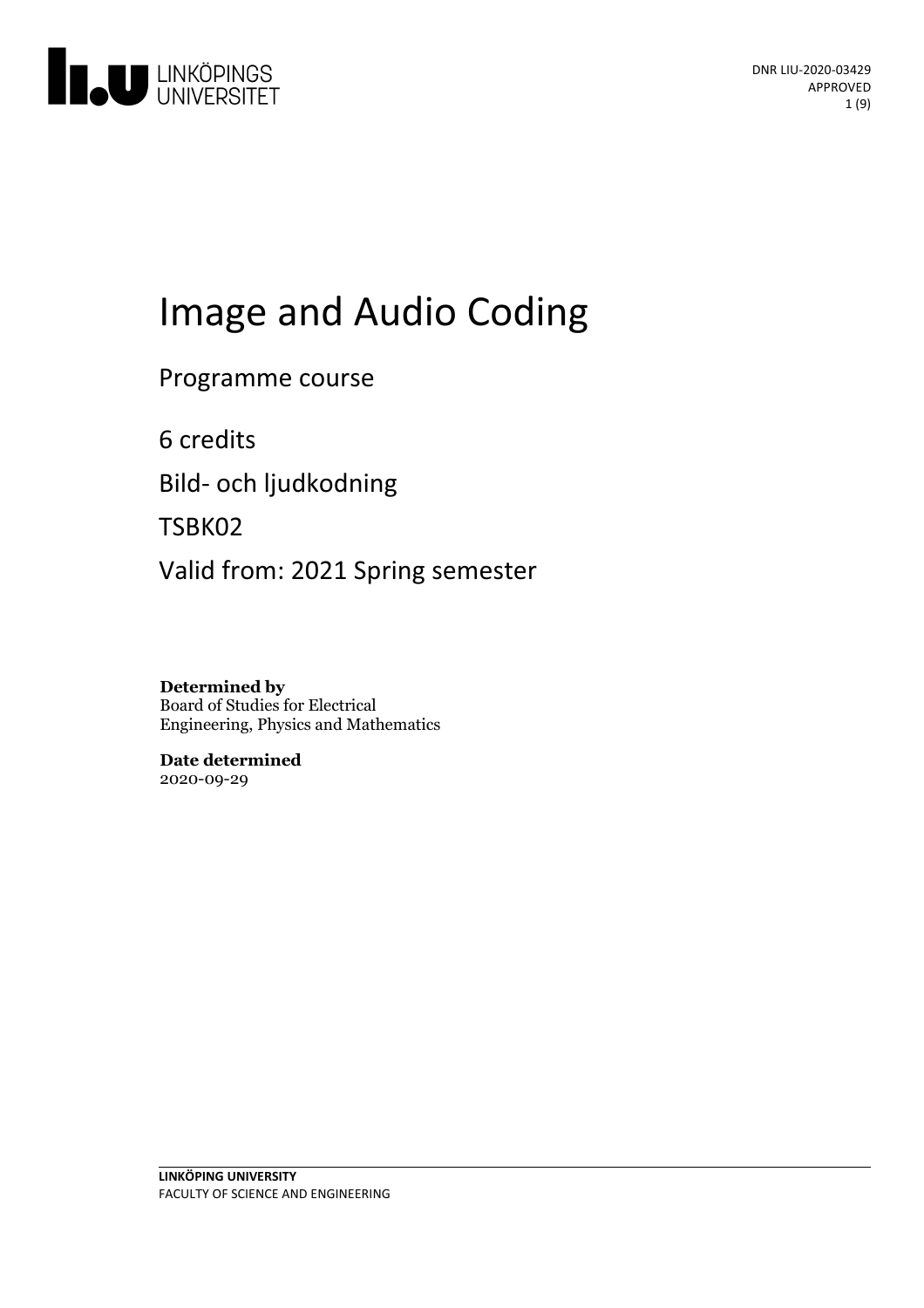DNR LIU-2020-03429
APPROVED

# Image and Audio Coding

Programme course

6 credits

Bild- och ljudkodning

TSBK02

Valid from: 2021 Spring semester

**Determined by**
Board of Studies for Electrical Engineering, Physics and Mathematics

**Date determined**
2020-09-29

**LINKÖPING UNIVERSITY**
FACULTY OF SCIENCE AND ENGINEERING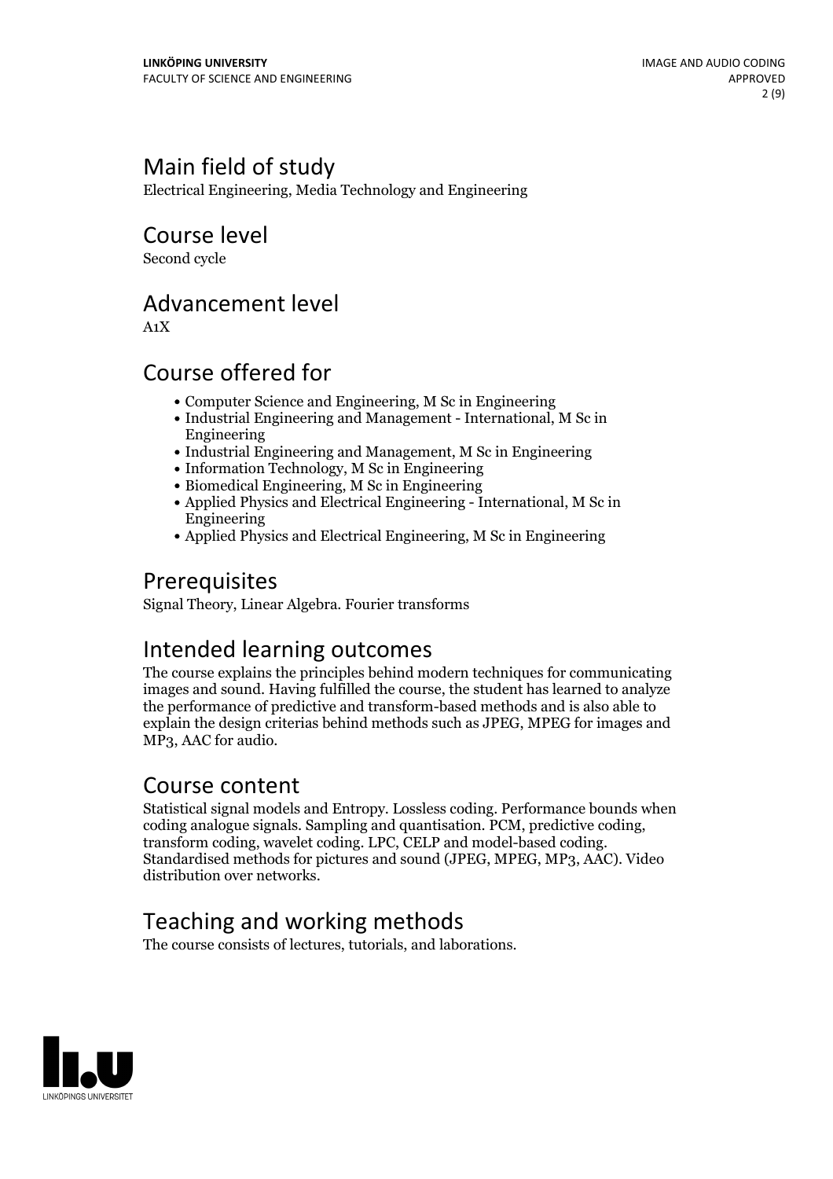## Main field of study

Electrical Engineering, Media Technology and Engineering

## Course level

Second cycle

## Advancement level

A1X

## Course offered for

- Computer Science and Engineering, M Sc in Engineering
- Industrial Engineering and Management - International, M Sc in Engineering
- Industrial Engineering and Management, M Sc in Engineering
- Information Technology, M Sc in Engineering
- Biomedical Engineering, M Sc in Engineering
- Applied Physics and Electrical Engineering - International, M Sc in Engineering
- Applied Physics and Electrical Engineering, M Sc in Engineering

## Prerequisites

Signal Theory, Linear Algebra. Fourier transforms

## Intended learning outcomes

The course explains the principles behind modern techniques for communicating images and sound. Having fulfilled the course, the student has learned to analyze the performance of predictive and transform-based methods and is also able to explain the design criterias behind methods such as JPEG, MPEG for images and MP3, AAC for audio.

## Course content

Statistical signal models and Entropy. Lossless coding. Performance bounds when coding analogue signals. Sampling and quantisation. PCM, predictive coding, transform coding, wavelet coding. LPC, CELP and model-based coding. Standardised methods for pictures and sound (JPEG, MPEG, MP3, AAC). Video distribution over networks.

## Teaching and working methods

The course consists of lectures, tutorials, and laborations.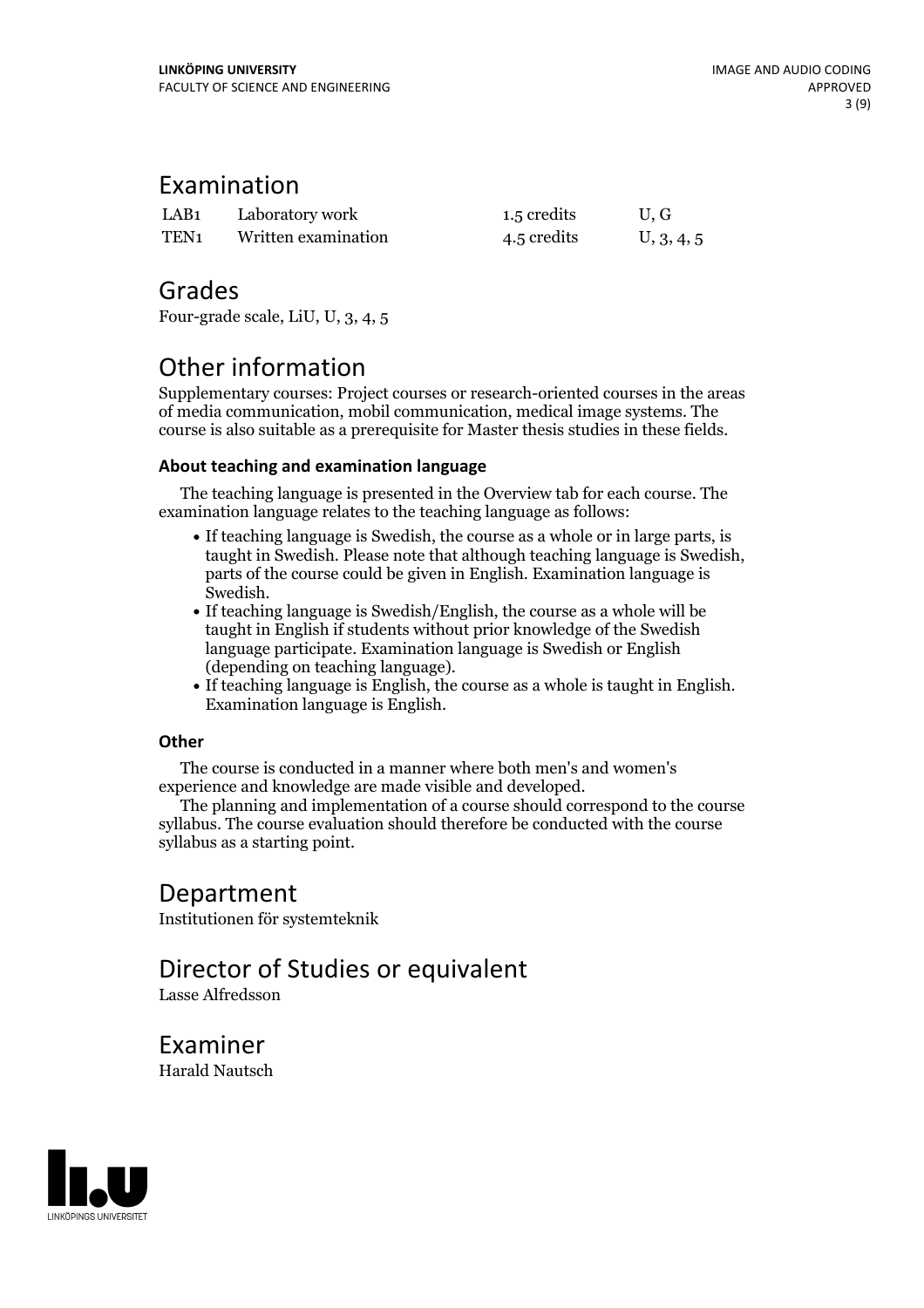## Examination

| LAB1 | Laboratory work | 1.5 credits | U, G |
|---|---|---|---|
| TEN1 | Written examination | 4.5 credits | U, 3, 4, 5 |

## Grades

Four-grade scale, LiU, U, 3, 4, 5

## Other information

Supplementary courses: Project courses or research-oriented courses in the areas of media communication, mobil communication, medical image systems. The course is also suitable as a prerequisite for Master thesis studies in these fields.

### About teaching and examination language

The teaching language is presented in the Overview tab for each course. The examination language relates to the teaching language as follows:

- If teaching language is Swedish, the course as a whole or in large parts, is taught in Swedish. Please note that although teaching language is Swedish, parts of the course could be given in English. Examination language is Swedish.
- If teaching language is Swedish/English, the course as a whole will be taught in English if students without prior knowledge of the Swedish language participate. Examination language is Swedish or English (depending on teaching language).
- If teaching language is English, the course as a whole is taught in English. Examination language is English.

### Other

The course is conducted in a manner where both men's and women's experience and knowledge are made visible and developed.

The planning and implementation of a course should correspond to the course syllabus. The course evaluation should therefore be conducted with the course syllabus as a starting point.

## Department

Institutionen för systemteknik

## Director of Studies or equivalent

Lasse Alfredsson

## Examiner

Harald Nautsch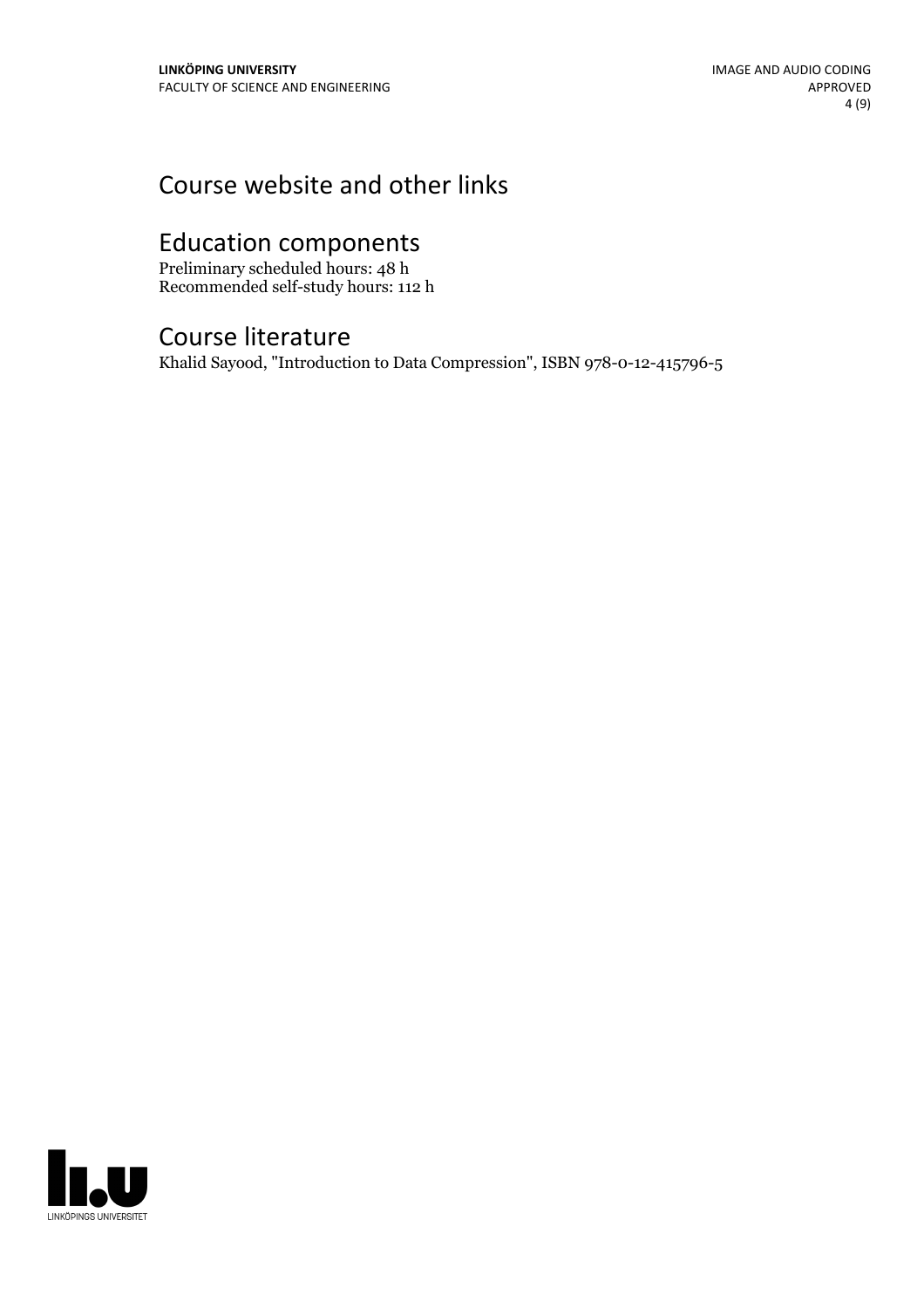## Course website and other links

## Education components

Preliminary scheduled hours: 48 h
Recommended self-study hours: 112 h

## Course literature

Khalid Sayood, "Introduction to Data Compression", ISBN 978-0-12-415796-5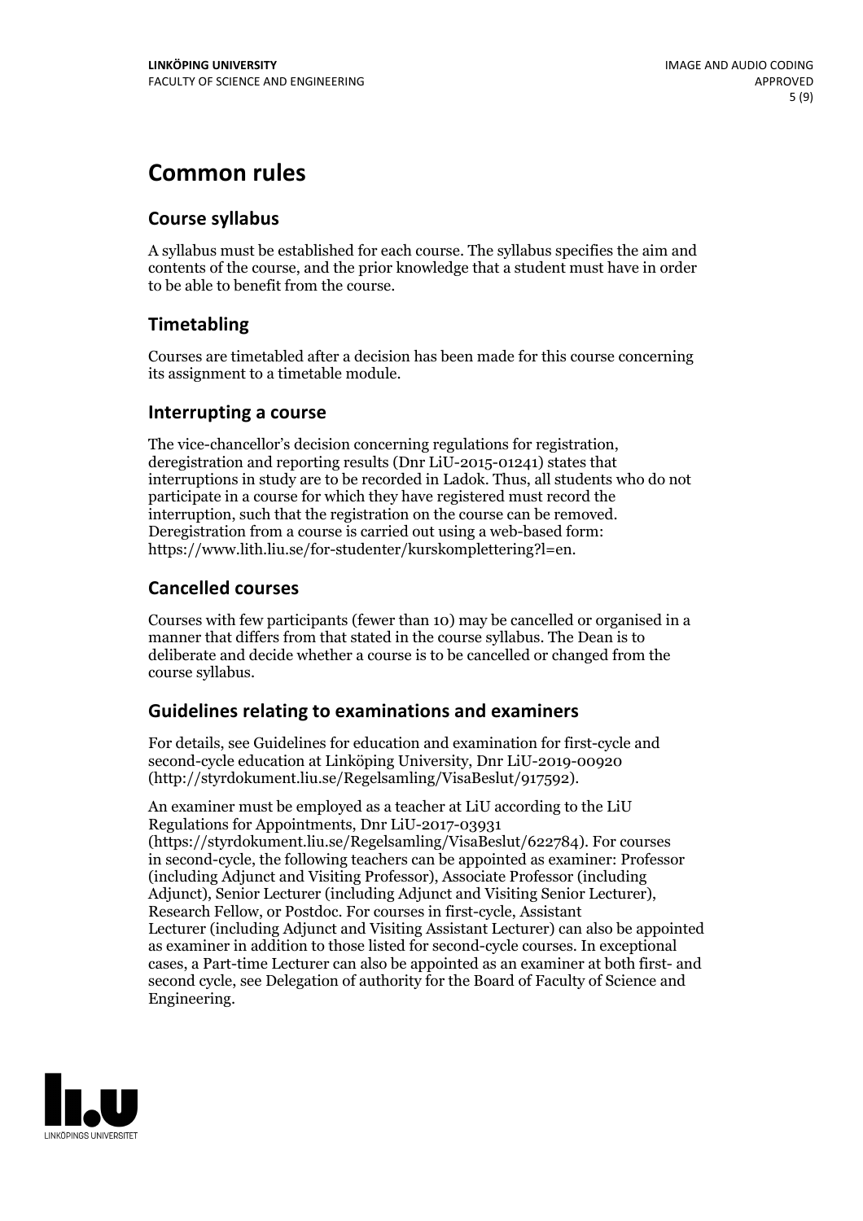# Common rules

## Course syllabus

A syllabus must be established for each course. The syllabus specifies the aim and contents of the course, and the prior knowledge that a student must have in order to be able to benefit from the course.

## Timetabling

Courses are timetabled after a decision has been made for this course concerning its assignment to a timetable module.

## Interrupting a course

The vice-chancellor's decision concerning regulations for registration, deregistration and reporting results (Dnr LiU-2015-01241) states that interruptions in study are to be recorded in Ladok. Thus, all students who do not participate in a course for which they have registered must record the interruption, such that the registration on the course can be removed. Deregistration from a course is carried out using a web-based form: https://www.lith.liu.se/for-studenter/kurskomplettering?l=en.

## Cancelled courses

Courses with few participants (fewer than 10) may be cancelled or organised in a manner that differs from that stated in the course syllabus. The Dean is to deliberate and decide whether a course is to be cancelled or changed from the course syllabus.

## Guidelines relating to examinations and examiners

For details, see Guidelines for education and examination for first-cycle and second-cycle education at Linköping University, Dnr LiU-2019-00920 (http://styrdokument.liu.se/Regelsamling/VisaBeslut/917592).

An examiner must be employed as a teacher at LiU according to the LiU Regulations for Appointments, Dnr LiU-2017-03931 (https://styrdokument.liu.se/Regelsamling/VisaBeslut/622784). For courses in second-cycle, the following teachers can be appointed as examiner: Professor (including Adjunct and Visiting Professor), Associate Professor (including Adjunct), Senior Lecturer (including Adjunct and Visiting Senior Lecturer), Research Fellow, or Postdoc. For courses in first-cycle, Assistant Lecturer (including Adjunct and Visiting Assistant Lecturer) can also be appointed as examiner in addition to those listed for second-cycle courses. In exceptional cases, a Part-time Lecturer can also be appointed as an examiner at both first- and second cycle, see Delegation of authority for the Board of Faculty of Science and Engineering.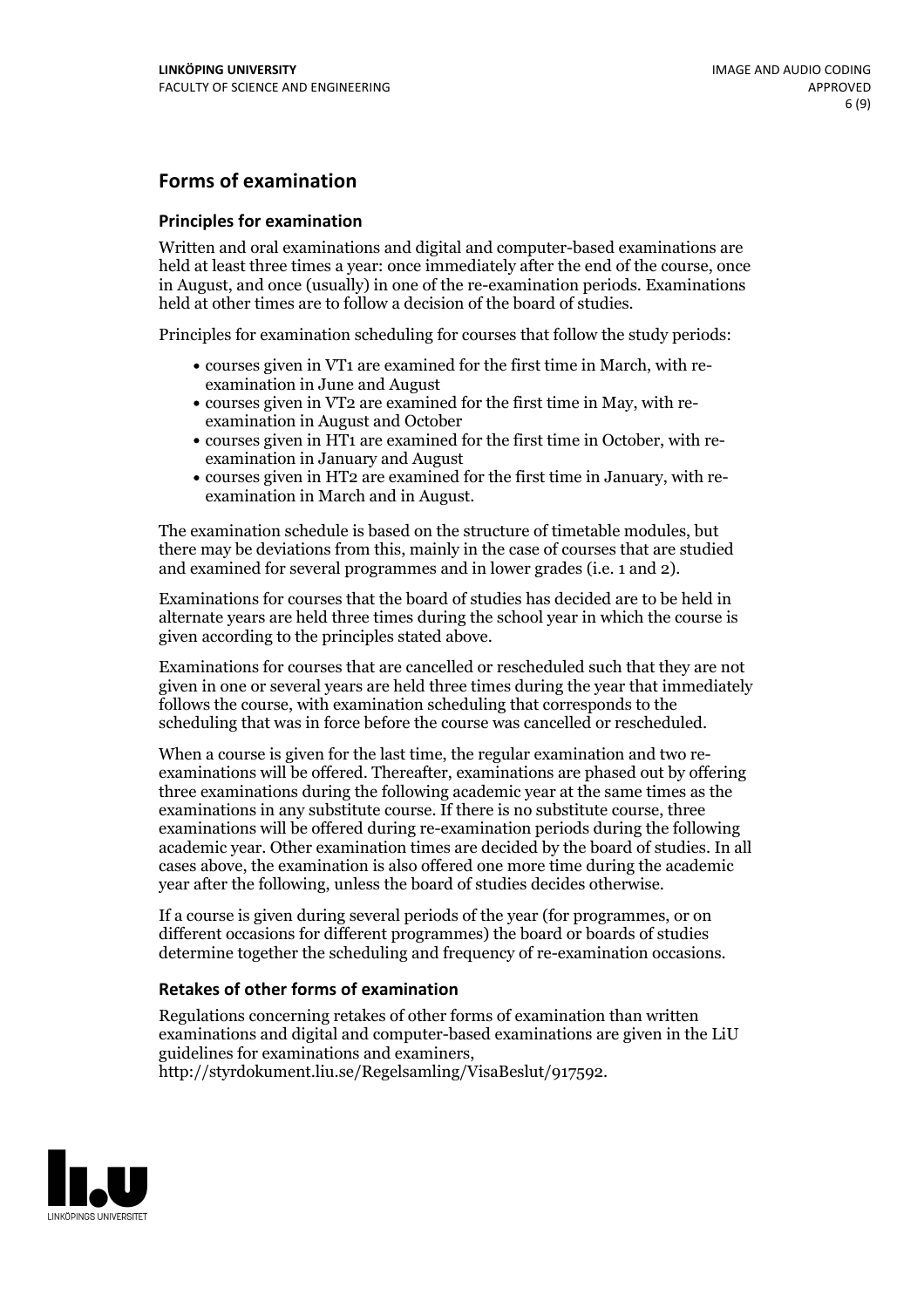## Forms of examination

### Principles for examination

Written and oral examinations and digital and computer-based examinations are held at least three times a year: once immediately after the end of the course, once in August, and once (usually) in one of the re-examination periods. Examinations held at other times are to follow a decision of the board of studies.

Principles for examination scheduling for courses that follow the study periods:

- courses given in VT1 are examined for the first time in March, with re-examination in June and August
- courses given in VT2 are examined for the first time in May, with re-examination in August and October
- courses given in HT1 are examined for the first time in October, with re-examination in January and August
- courses given in HT2 are examined for the first time in January, with re-examination in March and in August.

The examination schedule is based on the structure of timetable modules, but there may be deviations from this, mainly in the case of courses that are studied and examined for several programmes and in lower grades (i.e. 1 and 2).

Examinations for courses that the board of studies has decided are to be held in alternate years are held three times during the school year in which the course is given according to the principles stated above.

Examinations for courses that are cancelled or rescheduled such that they are not given in one or several years are held three times during the year that immediately follows the course, with examination scheduling that corresponds to the scheduling that was in force before the course was cancelled or rescheduled.

When a course is given for the last time, the regular examination and two re-examinations will be offered. Thereafter, examinations are phased out by offering three examinations during the following academic year at the same times as the examinations in any substitute course. If there is no substitute course, three examinations will be offered during re-examination periods during the following academic year. Other examination times are decided by the board of studies. In all cases above, the examination is also offered one more time during the academic year after the following, unless the board of studies decides otherwise.

If a course is given during several periods of the year (for programmes, or on different occasions for different programmes) the board or boards of studies determine together the scheduling and frequency of re-examination occasions.

### Retakes of other forms of examination

Regulations concerning retakes of other forms of examination than written examinations and digital and computer-based examinations are given in the LiU guidelines for examinations and examiners, http://styrdokument.liu.se/Regelsamling/VisaBeslut/917592.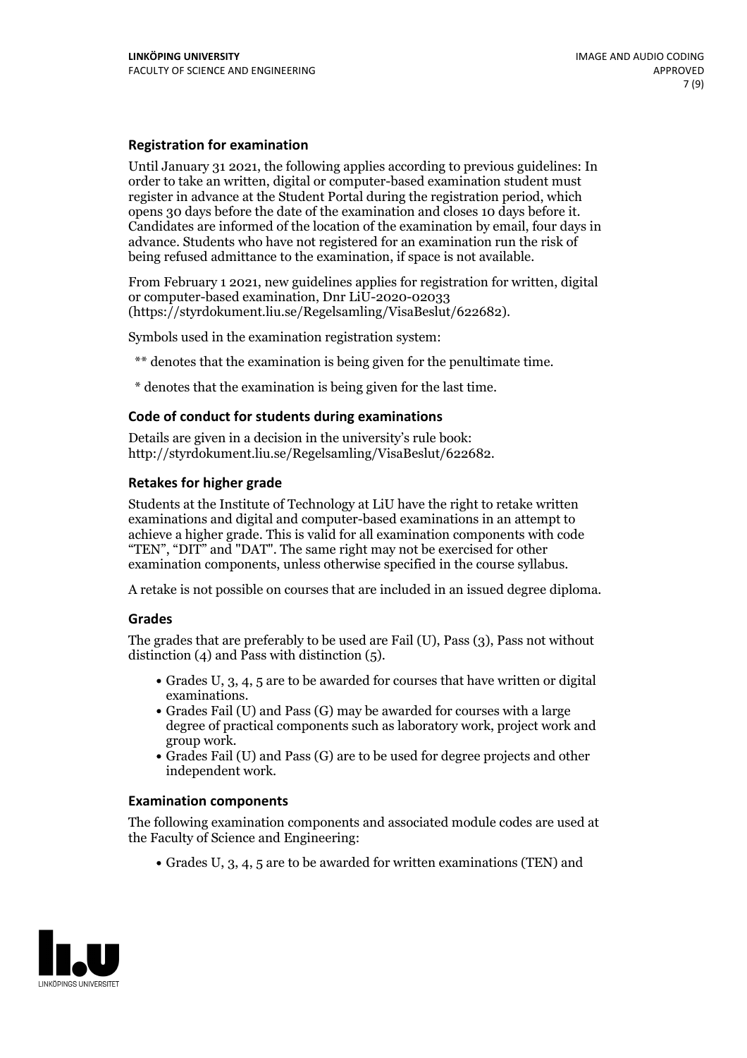### Registration for examination

Until January 31 2021, the following applies according to previous guidelines: In order to take an written, digital or computer-based examination student must register in advance at the Student Portal during the registration period, which opens 30 days before the date of the examination and closes 10 days before it. Candidates are informed of the location of the examination by email, four days in advance. Students who have not registered for an examination run the risk of being refused admittance to the examination, if space is not available.

From February 1 2021, new guidelines applies for registration for written, digital or computer-based examination, Dnr LiU-2020-02033 (https://styrdokument.liu.se/Regelsamling/VisaBeslut/622682).

Symbols used in the examination registration system:

** denotes that the examination is being given for the penultimate time.

* denotes that the examination is being given for the last time.

### Code of conduct for students during examinations

Details are given in a decision in the university's rule book: http://styrdokument.liu.se/Regelsamling/VisaBeslut/622682.

### Retakes for higher grade

Students at the Institute of Technology at LiU have the right to retake written examinations and digital and computer-based examinations in an attempt to achieve a higher grade. This is valid for all examination components with code "TEN", "DIT" and "DAT". The same right may not be exercised for other examination components, unless otherwise specified in the course syllabus.

A retake is not possible on courses that are included in an issued degree diploma.

### Grades

The grades that are preferably to be used are Fail (U), Pass (3), Pass not without distinction (4) and Pass with distinction (5).

- Grades U, 3, 4, 5 are to be awarded for courses that have written or digital examinations.
- Grades Fail (U) and Pass (G) may be awarded for courses with a large degree of practical components such as laboratory work, project work and group work.
- Grades Fail (U) and Pass (G) are to be used for degree projects and other independent work.

### Examination components

The following examination components and associated module codes are used at the Faculty of Science and Engineering:

- Grades U, 3, 4, 5 are to be awarded for written examinations (TEN) and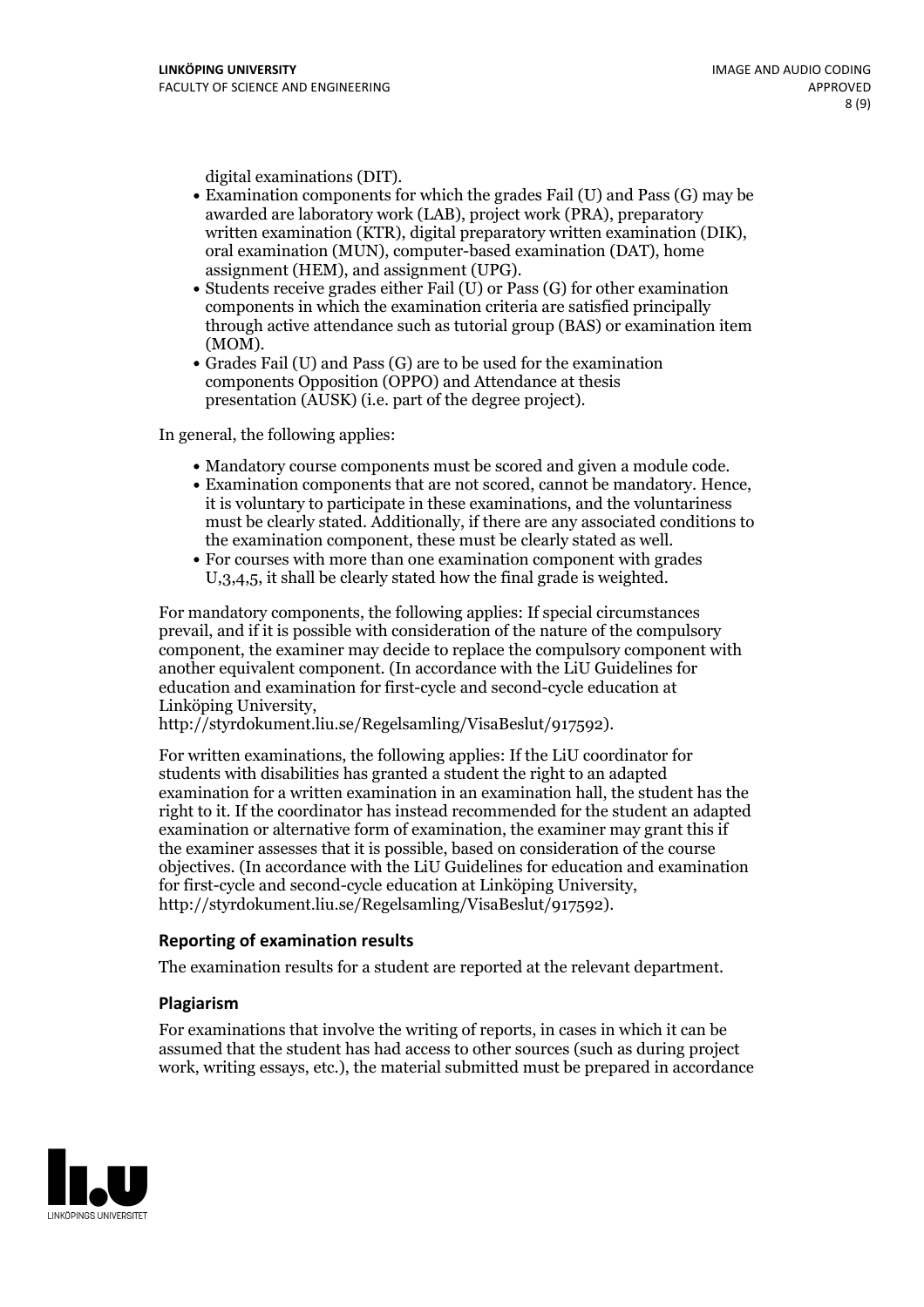digital examinations (DIT).

- Examination components for which the grades Fail (U) and Pass (G) may be awarded are laboratory work (LAB), project work (PRA), preparatory written examination (KTR), digital preparatory written examination (DIK), oral examination (MUN), computer-based examination (DAT), home assignment (HEM), and assignment (UPG).
- Students receive grades either Fail (U) or Pass (G) for other examination components in which the examination criteria are satisfied principally through active attendance such as tutorial group (BAS) or examination item (MOM).
- Grades Fail (U) and Pass (G) are to be used for the examination components Opposition (OPPO) and Attendance at thesis presentation (AUSK) (i.e. part of the degree project).

In general, the following applies:

- Mandatory course components must be scored and given a module code.
- Examination components that are not scored, cannot be mandatory. Hence, it is voluntary to participate in these examinations, and the voluntariness must be clearly stated. Additionally, if there are any associated conditions to the examination component, these must be clearly stated as well.
- For courses with more than one examination component with grades U,3,4,5, it shall be clearly stated how the final grade is weighted.

For mandatory components, the following applies: If special circumstances prevail, and if it is possible with consideration of the nature of the compulsory component, the examiner may decide to replace the compulsory component with another equivalent component. (In accordance with the LiU Guidelines for education and examination for first-cycle and second-cycle education at Linköping University, http://styrdokument.liu.se/Regelsamling/VisaBeslut/917592).

For written examinations, the following applies: If the LiU coordinator for students with disabilities has granted a student the right to an adapted examination for a written examination in an examination hall, the student has the right to it. If the coordinator has instead recommended for the student an adapted examination or alternative form of examination, the examiner may grant this if the examiner assesses that it is possible, based on consideration of the course objectives. (In accordance with the LiU Guidelines for education and examination for first-cycle and second-cycle education at Linköping University, http://styrdokument.liu.se/Regelsamling/VisaBeslut/917592).

### Reporting of examination results

The examination results for a student are reported at the relevant department.

### Plagiarism

For examinations that involve the writing of reports, in cases in which it can be assumed that the student has had access to other sources (such as during project work, writing essays, etc.), the material submitted must be prepared in accordance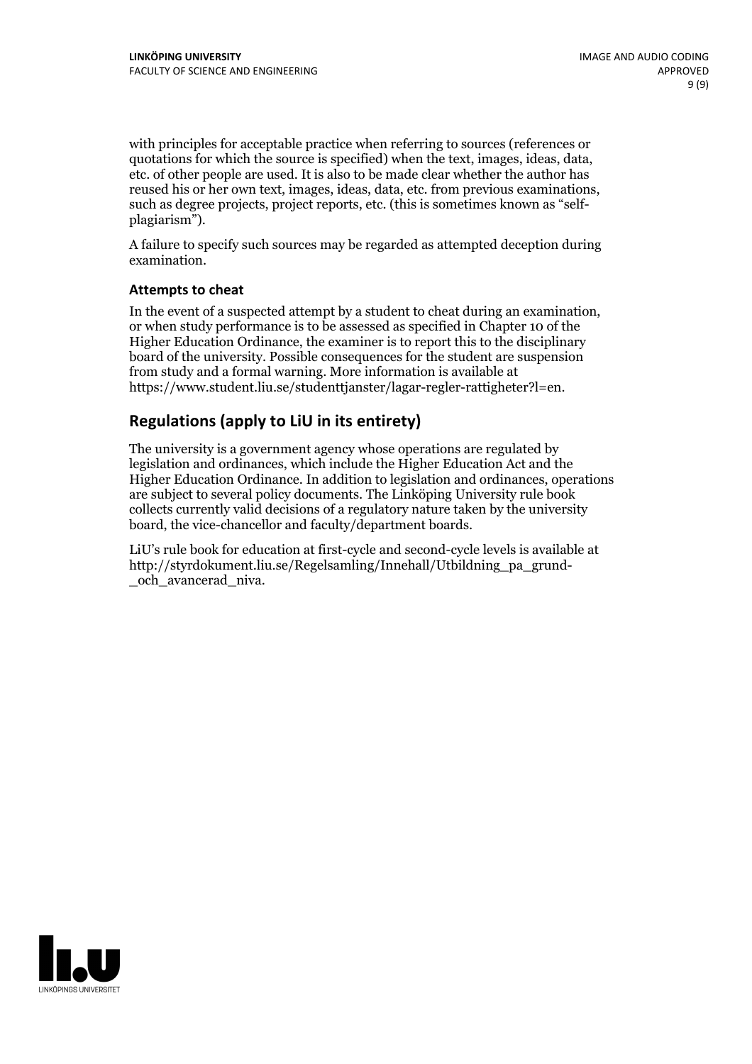with principles for acceptable practice when referring to sources (references or quotations for which the source is specified) when the text, images, ideas, data, etc. of other people are used. It is also to be made clear whether the author has reused his or her own text, images, ideas, data, etc. from previous examinations, such as degree projects, project reports, etc. (this is sometimes known as "self-plagiarism").

A failure to specify such sources may be regarded as attempted deception during examination.

### Attempts to cheat

In the event of a suspected attempt by a student to cheat during an examination, or when study performance is to be assessed as specified in Chapter 10 of the Higher Education Ordinance, the examiner is to report this to the disciplinary board of the university. Possible consequences for the student are suspension from study and a formal warning. More information is available at https://www.student.liu.se/studenttjanster/lagar-regler-rattigheter?l=en.

## Regulations (apply to LiU in its entirety)

The university is a government agency whose operations are regulated by legislation and ordinances, which include the Higher Education Act and the Higher Education Ordinance. In addition to legislation and ordinances, operations are subject to several policy documents. The Linköping University rule book collects currently valid decisions of a regulatory nature taken by the university board, the vice-chancellor and faculty/department boards.

LiU's rule book for education at first-cycle and second-cycle levels is available at http://styrdokument.liu.se/Regelsamling/Innehall/Utbildning_pa_grund-_och_avancerad_niva.